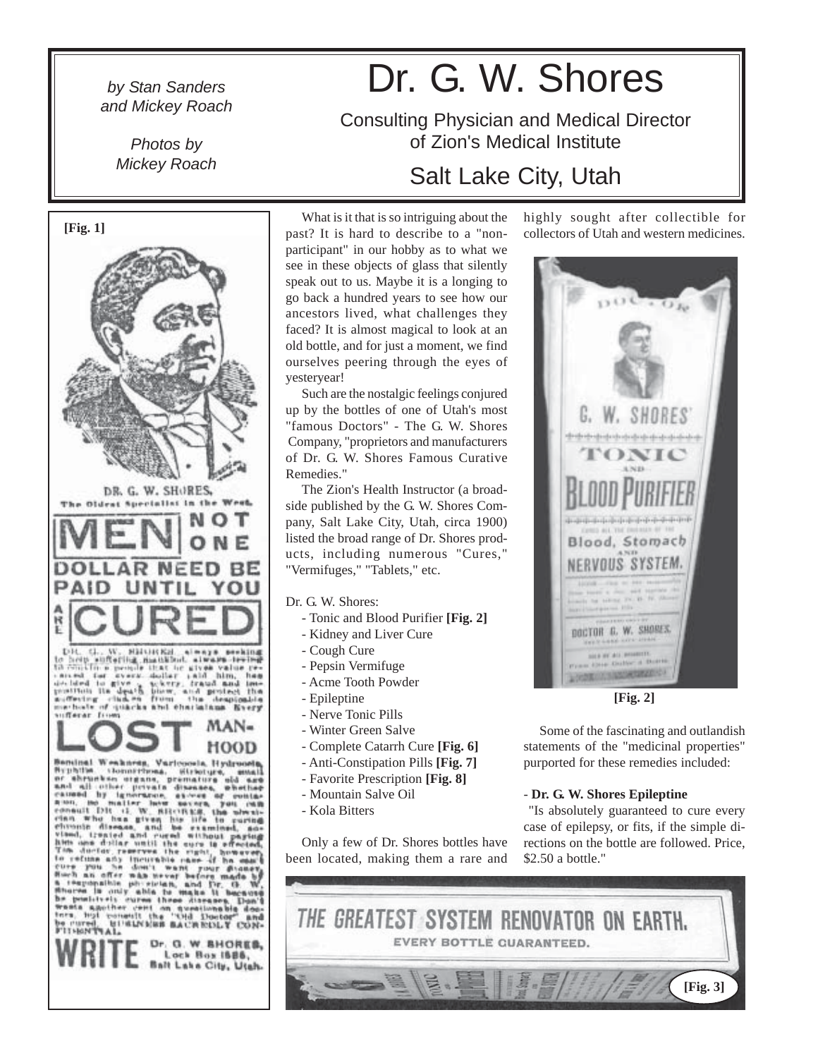# Dr. G. W. Shores

## Consulting Physician and Medical Director of Zion's Medical Institute

## Salt Lake City, Utah

*by Stan Sanders and Mickey Roach*

*Photos by Mickey Roach*

[Fig. 1]

What is it that is so intriguing about the past? It is hard to describe to a "non-participant" in our hobby as to what we see in these objects of glass that silently speak out to us. Maybe it is a longing to go back a hundred years to see how our ancestors lived, what challenges they faced? It is almost magical to look at an old bottle, and for just a moment, we find ourselves peering through the eyes of yesteryear!

Such are the nostalgic feelings conjured up by the bottles of one of Utah's most "famous Doctors" - The G. W. Shores Company, "proprietors and manufacturers of Dr. G. W. Shores Famous Curative Remedies."

The Zion's Health Instructor (a broadside published by the G. W. Shores Company, Salt Lake City, Utah, circa 1900) listed the broad range of Dr. Shores products, including numerous "Cures," "Vermifuges," "Tablets," etc.

Dr. G. W. Shores:

- Tonic and Blood Purifier **[Fig. 2]**
- Kidney and Liver Cure
- Cough Cure
- Pepsin Vermifuge
- Acme Tooth Powder
- Epileptine
- Nerve Tonic Pills
- Winter Green Salve
- Complete Catarrh Cure **[Fig. 6]**
- Anti-Constipation Pills **[Fig. 7]**
- Favorite Prescription **[Fig. 8]**
- Mountain Salve Oil
- Kola Bitters

Only a few of Dr. Shores bottles have been located, making them a rare and highly sought after collectible for collectors of Utah and western medicines.

[Fig. 2]

Some of the fascinating and outlandish statements of the "medicinal properties" purported for these remedies included:

- **Dr. G. W. Shores Epileptine**

"Is absolutely guaranteed to cure every case of epilepsy, or fits, if the simple directions on the bottle are followed. Price, $2.50 a bottle."

[Fig. 3]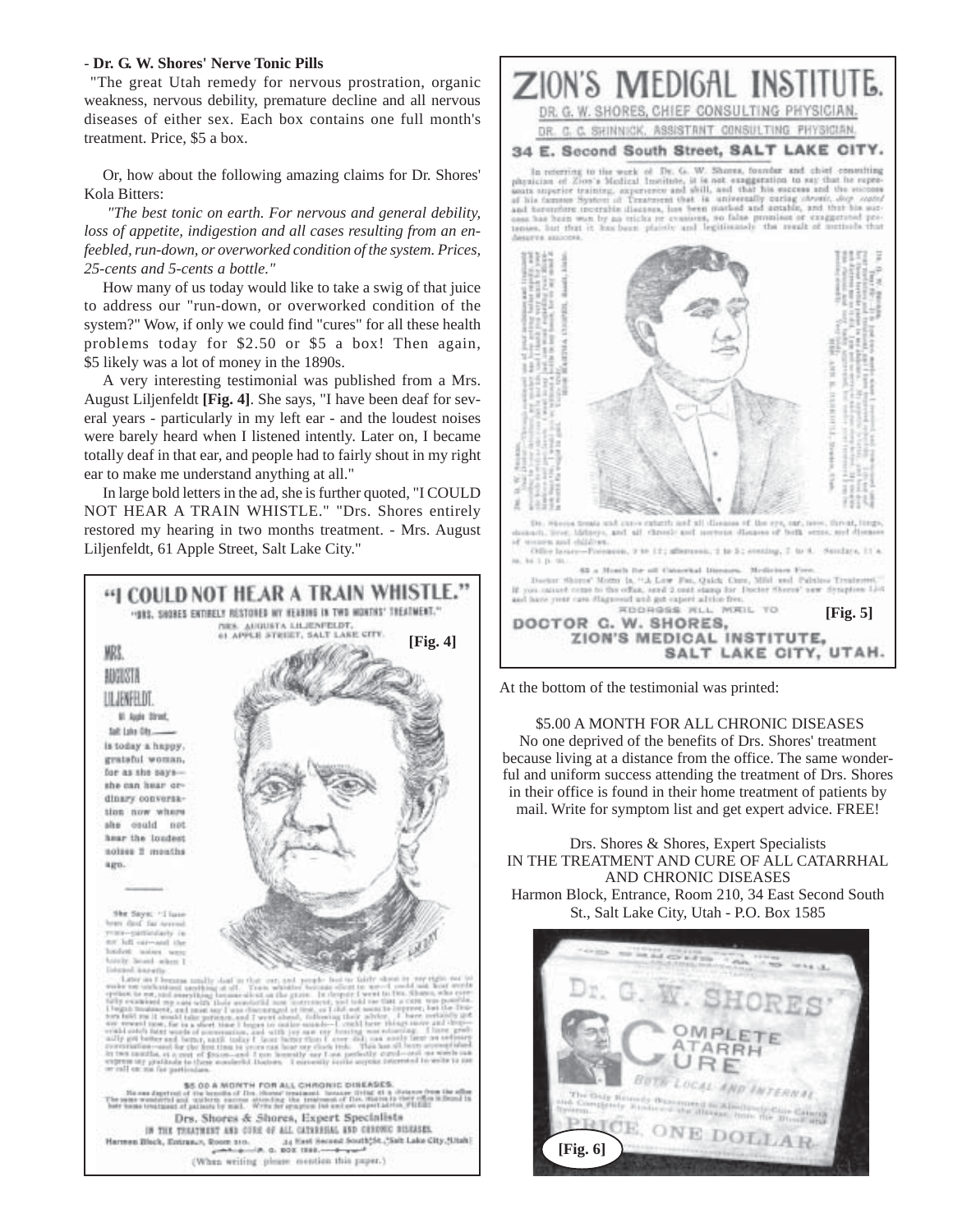- **Dr. G. W. Shores' Nerve Tonic Pills**

"The great Utah remedy for nervous prostration, organic weakness, nervous debility, premature decline and all nervous diseases of either sex. Each box contains one full month's treatment. Price, $5 a box.

Or, how about the following amazing claims for Dr. Shores' Kola Bitters:

*"The best tonic on earth. For nervous and general debility, loss of appetite, indigestion and all cases resulting from an enfeebled, run-down, or overworked condition of the system. Prices, 25-cents and 5-cents a bottle."*

How many of us today would like to take a swig of that juice to address our "run-down, or overworked condition of the system?" Wow, if only we could find "cures" for all these health problems today for $2.50 or $5 a box! Then again, $5 likely was a lot of money in the 1890s.

A very interesting testimonial was published from a Mrs. August Liljenfeldt **[Fig. 4]**. She says, "I have been deaf for several years - particularly in my left ear - and the loudest noises were barely heard when I listened intently. Later on, I became totally deaf in that ear, and people had to fairly shout in my right ear to make me understand anything at all."

In large bold letters in the ad, she is further quoted, "I COULD NOT HEAR A TRAIN WHISTLE." "Drs. Shores entirely restored my hearing in two months treatment. - Mrs. August Liljenfeldt, 61 Apple Street, Salt Lake City."

**[Fig. 4]**

**[Fig. 5]**

At the bottom of the testimonial was printed:

$5.00 A MONTH FOR ALL CHRONIC DISEASES
No one deprived of the benefits of Drs. Shores' treatment because living at a distance from the office. The same wonderful and uniform success attending the treatment of Drs. Shores in their office is found in their home treatment of patients by mail. Write for symptom list and get expert advice. FREE!

Drs. Shores & Shores, Expert Specialists
IN THE TREATMENT AND CURE OF ALL CATARRHAL AND CHRONIC DISEASES
Harmon Block, Entrance, Room 210, 34 East Second South St., Salt Lake City, Utah - P.O. Box 1585

**[Fig. 6]**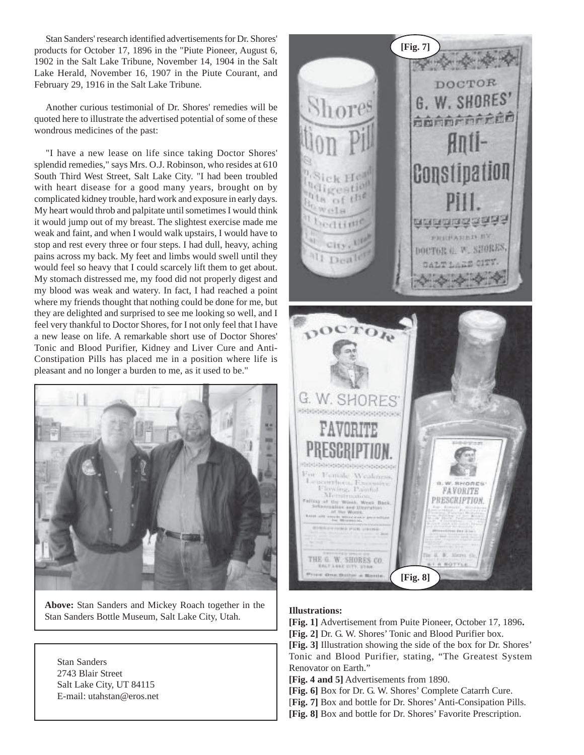Stan Sanders' research identified advertisements for Dr. Shores' products for October 17, 1896 in the "Piute Pioneer, August 6, 1902 in the Salt Lake Tribune, November 14, 1904 in the Salt Lake Herald, November 16, 1907 in the Piute Courant, and February 29, 1916 in the Salt Lake Tribune.

Another curious testimonial of Dr. Shores' remedies will be quoted here to illustrate the advertised potential of some of these wondrous medicines of the past:

"I have a new lease on life since taking Doctor Shores' splendid remedies," says Mrs. O.J. Robinson, who resides at 610 South Third West Street, Salt Lake City. "I had been troubled with heart disease for a good many years, brought on by complicated kidney trouble, hard work and exposure in early days. My heart would throb and palpitate until sometimes I would think it would jump out of my breast. The slightest exercise made me weak and faint, and when I would walk upstairs, I would have to stop and rest every three or four steps. I had dull, heavy, aching pains across my back. My feet and limbs would swell until they would feel so heavy that I could scarcely lift them to get about. My stomach distressed me, my food did not properly digest and my blood was weak and watery. In fact, I had reached a point where my friends thought that nothing could be done for me, but they are delighted and surprised to see me looking so well, and I feel very thankful to Doctor Shores, for I not only feel that I have a new lease on life. A remarkable short use of Doctor Shores' Tonic and Blood Purifier, Kidney and Liver Cure and Anti-Constipation Pills has placed me in a position where life is pleasant and no longer a burden to me, as it used to be."

**Above:** Stan Sanders and Mickey Roach together in the Stan Sanders Bottle Museum, Salt Lake City, Utah.

Stan Sanders
2743 Blair Street
Salt Lake City, UT 84115
E-mail: utahstan@eros.net

[Fig. 7]

[Fig. 8]

**Illustrations:**

**[Fig. 1]** Advertisement from Puite Pioneer, October 17, 1896**.**
**[Fig. 2]** Dr. G. W. Shores' Tonic and Blood Purifier box.
**[Fig. 3]** Illustration showing the side of the box for Dr. Shores' Tonic and Blood Purifier, stating, "The Greatest System Renovator on Earth."
**[Fig. 4 and 5]** Advertisements from 1890.
**[Fig. 6]** Box for Dr. G. W. Shores' Complete Catarrh Cure.
[**Fig. 7]** Box and bottle for Dr. Shores' Anti-Consipation Pills.
**[Fig. 8]** Box and bottle for Dr. Shores' Favorite Prescription.